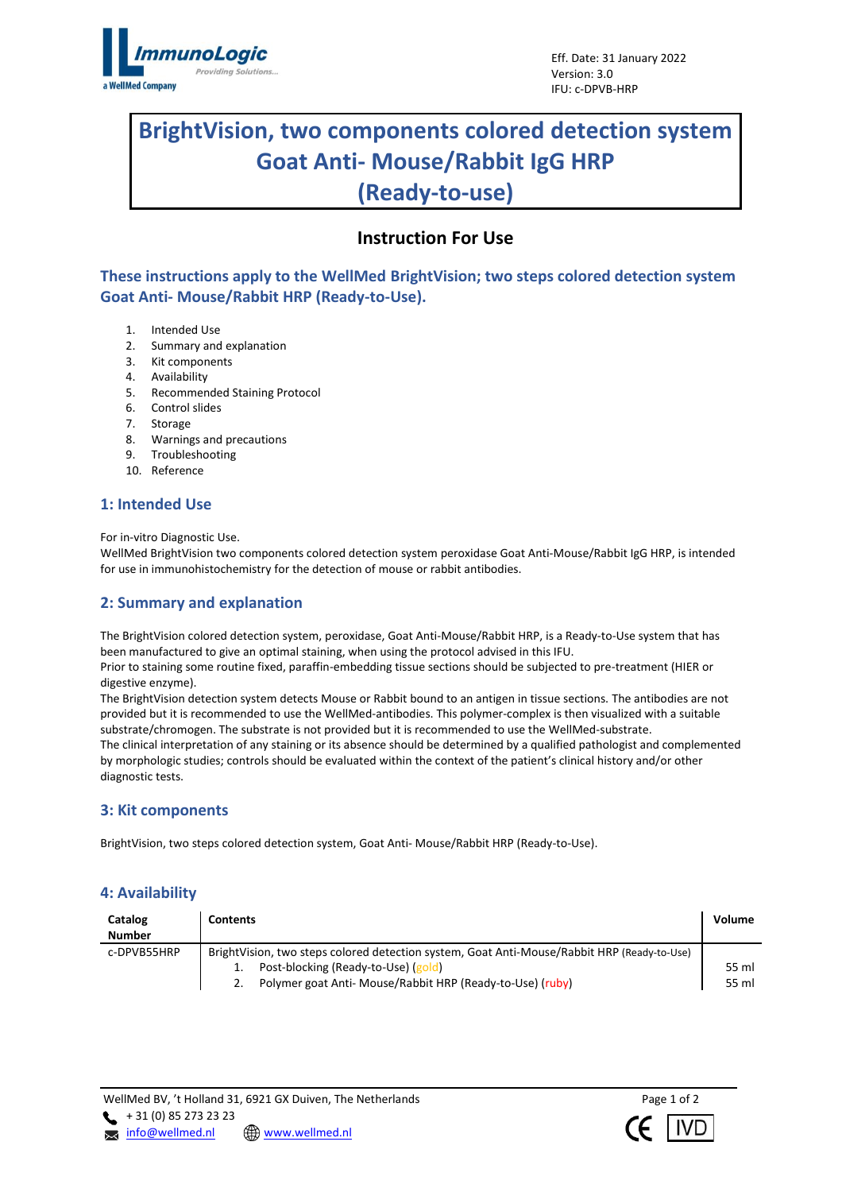ImmunoLogic
Providing Solutions...
a WellMed Company

Eff. Date: 31 January 2022
Version: 3.0
IFU: c-DPVB-HRP

# BrightVision, two components colored detection system Goat Anti- Mouse/Rabbit IgG HRP (Ready-to-use)

## Instruction For Use

### These instructions apply to the WellMed BrightVision; two steps colored detection system Goat Anti- Mouse/Rabbit HRP (Ready-to-Use).

1. Intended Use
2. Summary and explanation
3. Kit components
4. Availability
5. Recommended Staining Protocol
6. Control slides
7. Storage
8. Warnings and precautions
9. Troubleshooting
10. Reference

## 1: Intended Use

For in-vitro Diagnostic Use.
WellMed BrightVision two components colored detection system peroxidase Goat Anti-Mouse/Rabbit IgG HRP, is intended for use in immunohistochemistry for the detection of mouse or rabbit antibodies.

## 2: Summary and explanation

The BrightVision colored detection system, peroxidase, Goat Anti-Mouse/Rabbit HRP, is a Ready-to-Use system that has been manufactured to give an optimal staining, when using the protocol advised in this IFU.
Prior to staining some routine fixed, paraffin-embedding tissue sections should be subjected to pre-treatment (HIER or digestive enzyme).
The BrightVision detection system detects Mouse or Rabbit bound to an antigen in tissue sections. The antibodies are not provided but it is recommended to use the WellMed-antibodies. This polymer-complex is then visualized with a suitable substrate/chromogen. The substrate is not provided but it is recommended to use the WellMed-substrate.
The clinical interpretation of any staining or its absence should be determined by a qualified pathologist and complemented by morphologic studies; controls should be evaluated within the context of the patient's clinical history and/or other diagnostic tests.

## 3: Kit components

BrightVision, two steps colored detection system, Goat Anti- Mouse/Rabbit HRP (Ready-to-Use).

## 4: Availability

| Catalog Number | Contents | Volume |
|---|---|---|
| c-DPVB55HRP | BrightVision, two steps colored detection system, Goat Anti-Mouse/Rabbit HRP (Ready-to-Use) | |
| | 1. Post-blocking (Ready-to-Use) (gold) | 55 ml |
| | 2. Polymer goat Anti- Mouse/Rabbit HRP (Ready-to-Use) (ruby) | 55 ml |

WellMed BV, 't Holland 31, 6921 GX Duiven, The Netherlands
+ 31 (0) 85 273 23 23
info@wellmed.nl www.wellmed.nl

CE IVD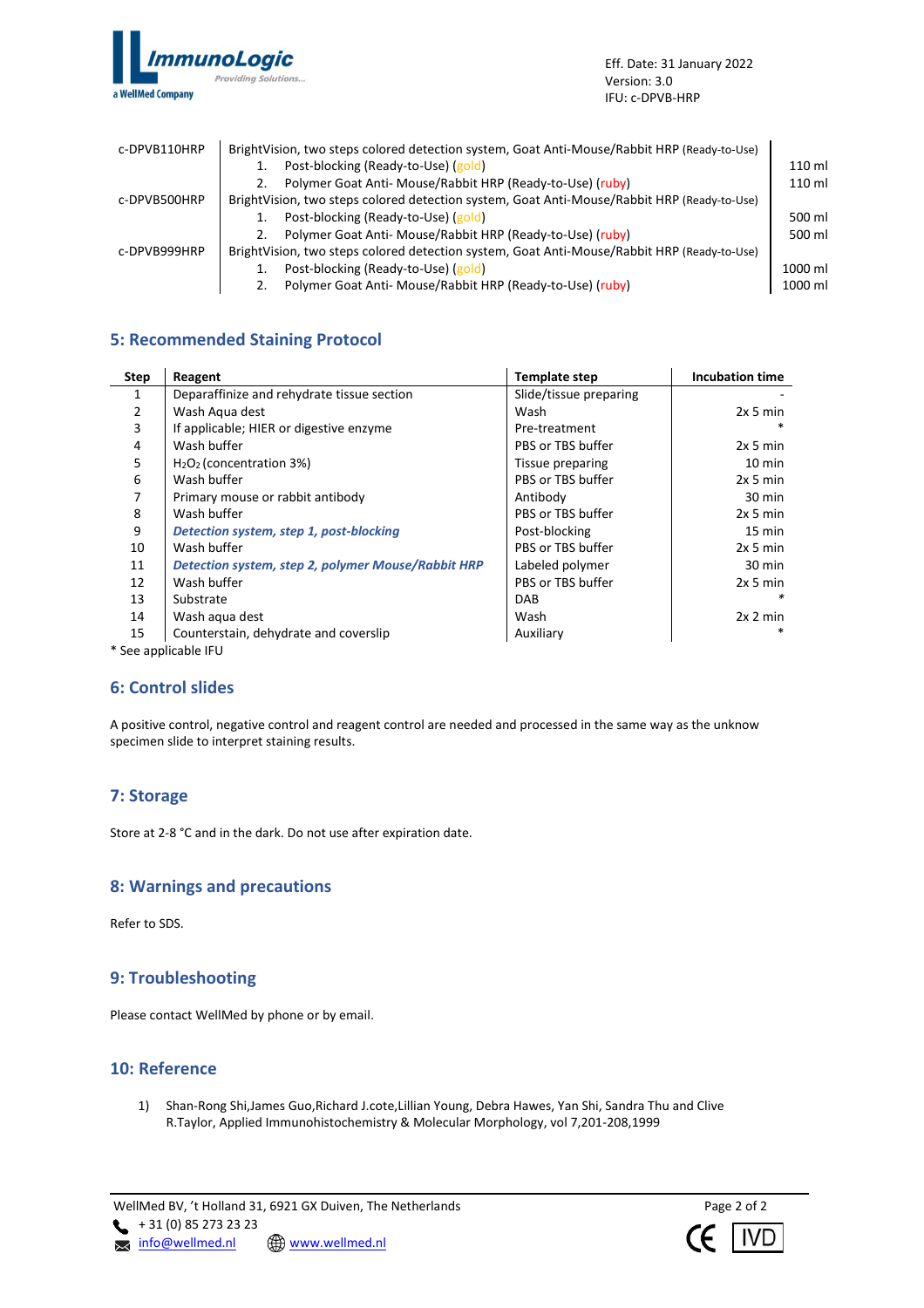| | | |
|---|---|---|
| c-DPVB110HRP | BrightVision, two steps colored detection system, Goat Anti-Mouse/Rabbit HRP (Ready-to-Use) | |
| | 1. Post-blocking (Ready-to-Use) (gold) | 110 ml |
| | 2. Polymer Goat Anti- Mouse/Rabbit HRP (Ready-to-Use) (ruby) | 110 ml |
| c-DPVB500HRP | BrightVision, two steps colored detection system, Goat Anti-Mouse/Rabbit HRP (Ready-to-Use) | |
| | 1. Post-blocking (Ready-to-Use) (gold) | 500 ml |
| | 2. Polymer Goat Anti- Mouse/Rabbit HRP (Ready-to-Use) (ruby) | 500 ml |
| c-DPVB999HRP | BrightVision, two steps colored detection system, Goat Anti-Mouse/Rabbit HRP (Ready-to-Use) | |
| | 1. Post-blocking (Ready-to-Use) (gold) | 1000 ml |
| | 2. Polymer Goat Anti- Mouse/Rabbit HRP (Ready-to-Use) (ruby) | 1000 ml |

## 5: Recommended Staining Protocol

| Step | Reagent | Template step | Incubation time |
|---|---|---|---|
| 1 | Deparaffinize and rehydrate tissue section | Slide/tissue preparing | - |
| 2 | Wash Aqua dest | Wash | 2x 5 min |
| 3 | If applicable; HIER or digestive enzyme | Pre-treatment | * |
| 4 | Wash buffer | PBS or TBS buffer | 2x 5 min |
| 5 | $H_2O_2$ (concentration 3%) | Tissue preparing | 10 min |
| 6 | Wash buffer | PBS or TBS buffer | 2x 5 min |
| 7 | Primary mouse or rabbit antibody | Antibody | 30 min |
| 8 | Wash buffer | PBS or TBS buffer | 2x 5 min |
| 9 | ***Detection system, step 1, post-blocking*** | Post-blocking | 15 min |
| 10 | Wash buffer | PBS or TBS buffer | 2x 5 min |
| 11 | ***Detection system, step 2, polymer Mouse/Rabbit HRP*** | Labeled polymer | 30 min |
| 12 | Wash buffer | PBS or TBS buffer | 2x 5 min |
| 13 | Substrate | DAB | * |
| 14 | Wash aqua dest | Wash | 2x 2 min |
| 15 | Counterstain, dehydrate and coverslip | Auxiliary | * |

\* See applicable IFU

## 6: Control slides

A positive control, negative control and reagent control are needed and processed in the same way as the unknow specimen slide to interpret staining results.

## 7: Storage

Store at 2-8 °C and in the dark. Do not use after expiration date.

## 8: Warnings and precautions

Refer to SDS.

## 9: Troubleshooting

Please contact WellMed by phone or by email.

## 10: Reference

1) Shan-Rong Shi,James Guo,Richard J.cote,Lillian Young, Debra Hawes, Yan Shi, Sandra Thu and Clive R.Taylor, Applied Immunohistochemistry & Molecular Morphology, vol 7,201-208,1999